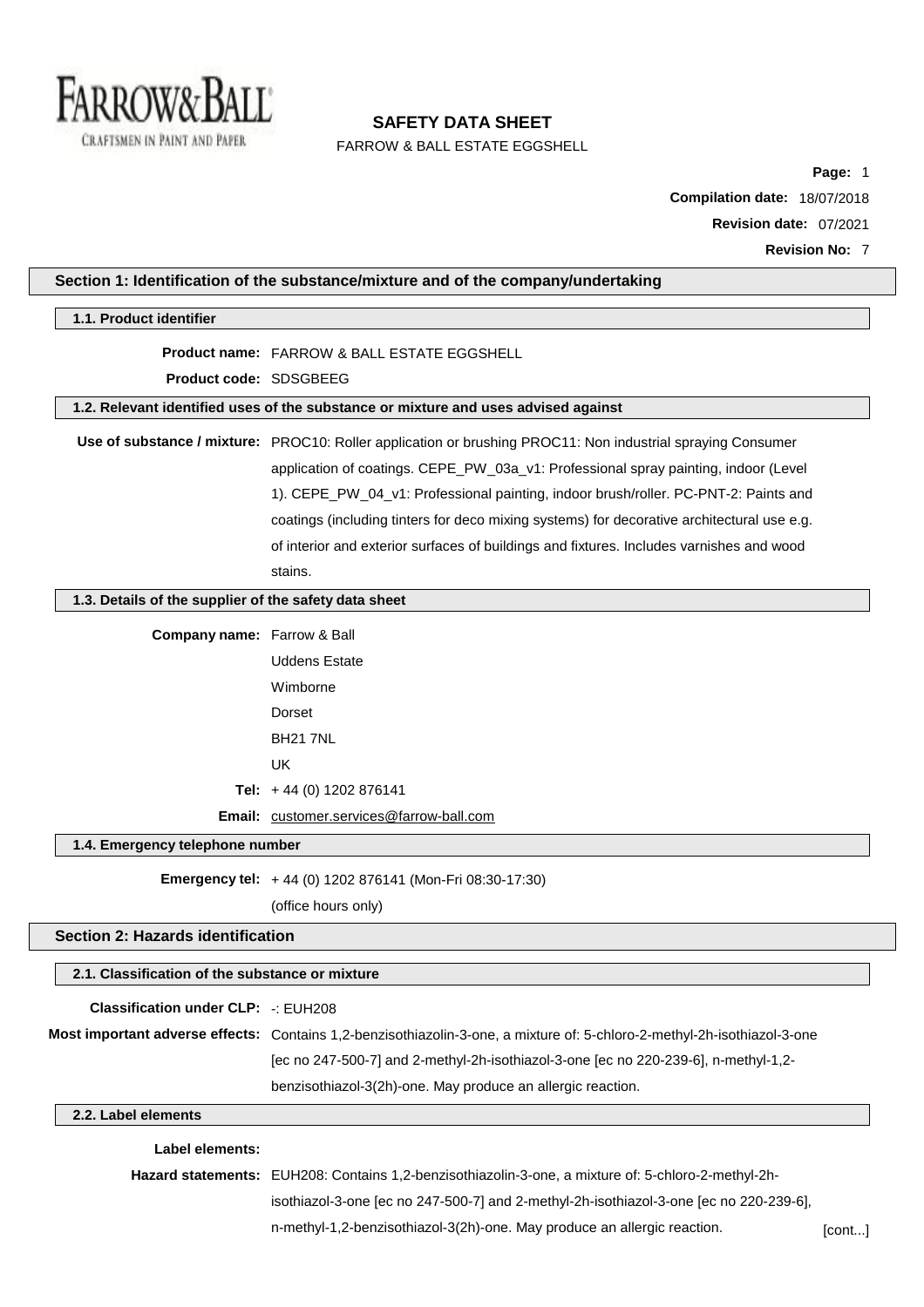# SAFETY DATA SHEET

FARROW & BALL ESTATE EGGSHELL

**Compilation date:** 18/07/2018

**Revision date:** 07/2021

**Revision No:** 7

## Section 1: Identification of the substance/mixture and of the company/undertaking

### 1.1. Product identifier

**Product name:** FARROW & BALL ESTATE EGGSHELL

**Product code:** SDSGBEEG

### 1.2. Relevant identified uses of the substance or mixture and uses advised against

**Use of substance / mixture:** PROC10: Roller application or brushing PROC11: Non industrial spraying Consumer application of coatings. CEPE_PW_03a_v1: Professional spray painting, indoor (Level 1). CEPE_PW_04_v1: Professional painting, indoor brush/roller. PC-PNT-2: Paints and coatings (including tinters for deco mixing systems) for decorative architectural use e.g. of interior and exterior surfaces of buildings and fixtures. Includes varnishes and wood stains.

### 1.3. Details of the supplier of the safety data sheet

**Company name:** Farrow & Ball

Uddens Estate

Wimborne

Dorset

BH21 7NL

UK

**Tel:** + 44 (0) 1202 876141

**Email:** customer.services@farrow-ball.com

### 1.4. Emergency telephone number

**Emergency tel:** + 44 (0) 1202 876141 (Mon-Fri 08:30-17:30)

(office hours only)

## Section 2: Hazards identification

### 2.1. Classification of the substance or mixture

**Classification under CLP:** -: EUH208

**Most important adverse effects:** Contains 1,2-benzisothiazolin-3-one, a mixture of: 5-chloro-2-methyl-2h-isothiazol-3-one [ec no 247-500-7] and 2-methyl-2h-isothiazol-3-one [ec no 220-239-6], n-methyl-1,2-benzisothiazol-3(2h)-one. May produce an allergic reaction.

### 2.2. Label elements

**Label elements:**

**Hazard statements:** EUH208: Contains 1,2-benzisothiazolin-3-one, a mixture of: 5-chloro-2-methyl-2h-isothiazol-3-one [ec no 247-500-7] and 2-methyl-2h-isothiazol-3-one [ec no 220-239-6], n-methyl-1,2-benzisothiazol-3(2h)-one. May produce an allergic reaction.

[cont...]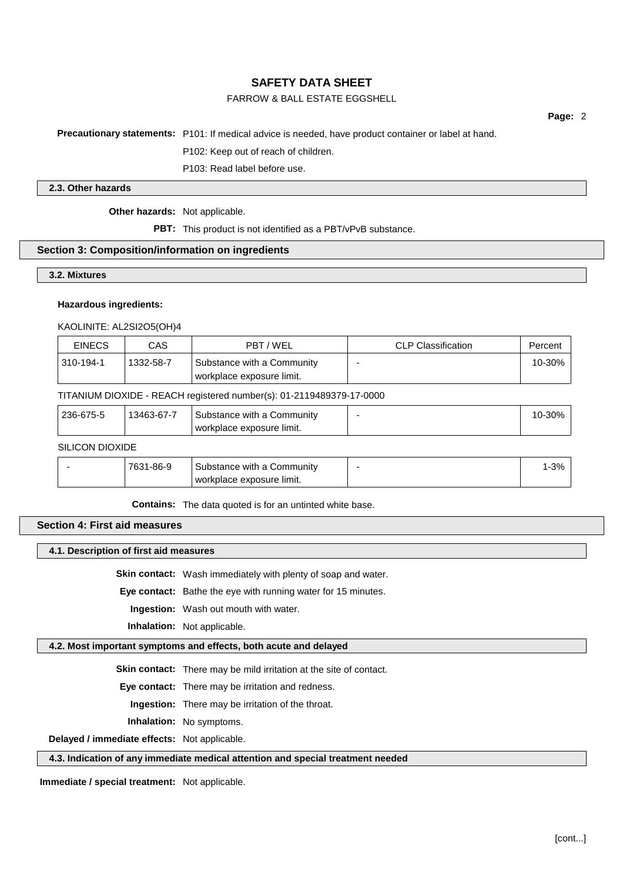**Precautionary statements:** P101: If medical advice is needed, have product container or label at hand.

P102: Keep out of reach of children.

P103: Read label before use.

### 2.3. Other hazards

**Other hazards:** Not applicable.

**PBT:** This product is not identified as a PBT/vPvB substance.

## Section 3: Composition/information on ingredients

### 3.2. Mixtures

**Hazardous ingredients:**

KAOLINITE: AL2SI2O5(OH)4

| EINECS | CAS | PBT / WEL | CLP Classification | Percent |
|---|---|---|---|---|
| 310-194-1 | 1332-58-7 | Substance with a Community workplace exposure limit. | - | 10-30% |

TITANIUM DIOXIDE - REACH registered number(s): 01-2119489379-17-0000

| EINECS | CAS | PBT / WEL | CLP Classification | Percent |
|---|---|---|---|---|
| 236-675-5 | 13463-67-7 | Substance with a Community workplace exposure limit. | - | 10-30% |

SILICON DIOXIDE

| EINECS | CAS | PBT / WEL | CLP Classification | Percent |
|---|---|---|---|---|
| - | 7631-86-9 | Substance with a Community workplace exposure limit. | - | 1-3% |

**Contains:** The data quoted is for an untinted white base.

## Section 4: First aid measures

### 4.1. Description of first aid measures

**Skin contact:** Wash immediately with plenty of soap and water.

**Eye contact:** Bathe the eye with running water for 15 minutes.

**Ingestion:** Wash out mouth with water.

**Inhalation:** Not applicable.

### 4.2. Most important symptoms and effects, both acute and delayed

**Skin contact:** There may be mild irritation at the site of contact.

**Eye contact:** There may be irritation and redness.

**Ingestion:** There may be irritation of the throat.

**Inhalation:** No symptoms.

**Delayed / immediate effects:** Not applicable.

### 4.3. Indication of any immediate medical attention and special treatment needed

**Immediate / special treatment:** Not applicable.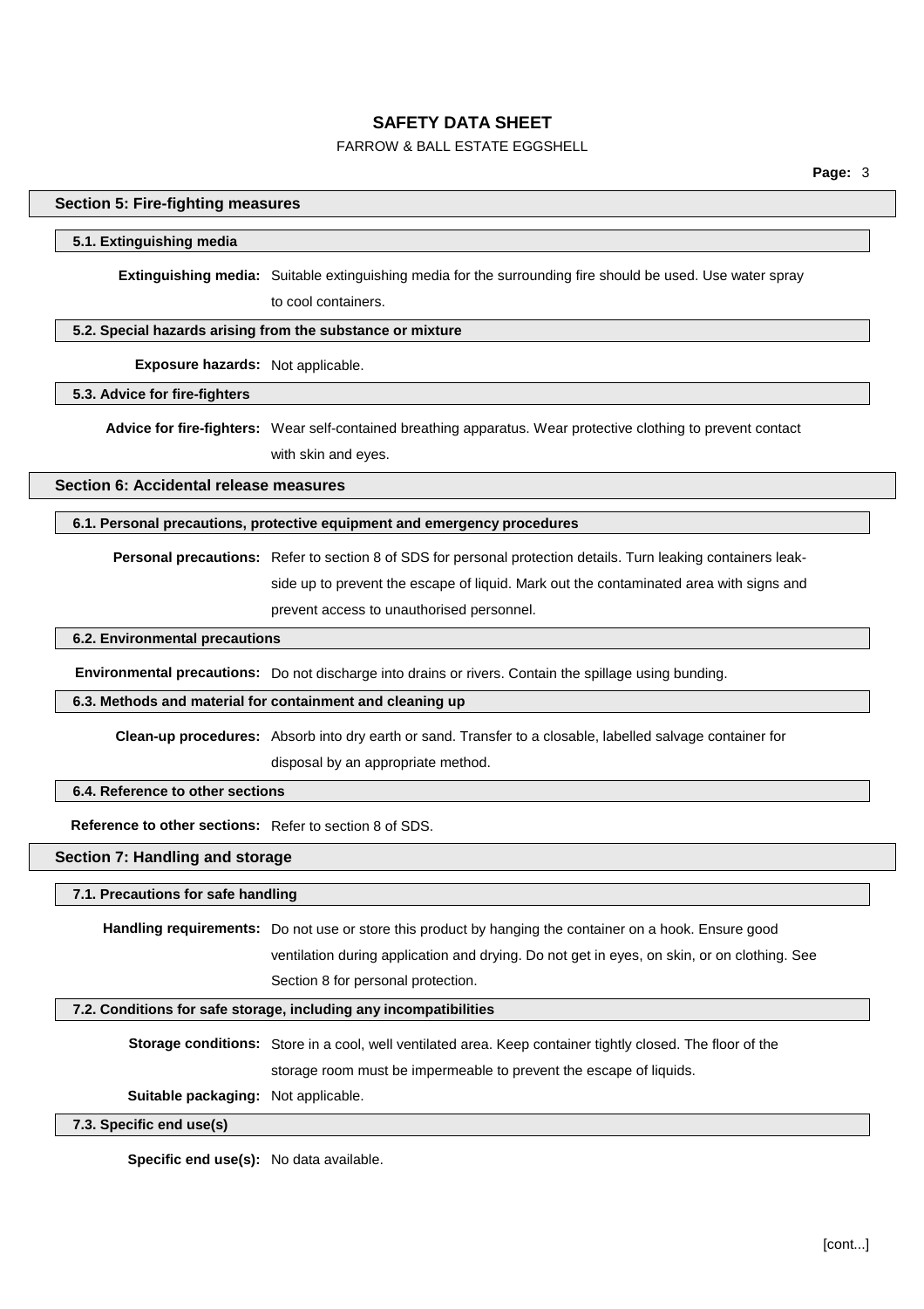## Section 5: Fire-fighting measures

### 5.1. Extinguishing media

**Extinguishing media:** Suitable extinguishing media for the surrounding fire should be used. Use water spray to cool containers.

### 5.2. Special hazards arising from the substance or mixture

**Exposure hazards:** Not applicable.

### 5.3. Advice for fire-fighters

**Advice for fire-fighters:** Wear self-contained breathing apparatus. Wear protective clothing to prevent contact with skin and eyes.

## Section 6: Accidental release measures

### 6.1. Personal precautions, protective equipment and emergency procedures

**Personal precautions:** Refer to section 8 of SDS for personal protection details. Turn leaking containers leak-side up to prevent the escape of liquid. Mark out the contaminated area with signs and prevent access to unauthorised personnel.

### 6.2. Environmental precautions

**Environmental precautions:** Do not discharge into drains or rivers. Contain the spillage using bunding.

### 6.3. Methods and material for containment and cleaning up

**Clean-up procedures:** Absorb into dry earth or sand. Transfer to a closable, labelled salvage container for disposal by an appropriate method.

### 6.4. Reference to other sections

**Reference to other sections:** Refer to section 8 of SDS.

## Section 7: Handling and storage

### 7.1. Precautions for safe handling

**Handling requirements:** Do not use or store this product by hanging the container on a hook. Ensure good ventilation during application and drying. Do not get in eyes, on skin, or on clothing. See Section 8 for personal protection.

### 7.2. Conditions for safe storage, including any incompatibilities

**Storage conditions:** Store in a cool, well ventilated area. Keep container tightly closed. The floor of the storage room must be impermeable to prevent the escape of liquids.

**Suitable packaging:** Not applicable.

### 7.3. Specific end use(s)

**Specific end use(s):** No data available.

[cont...]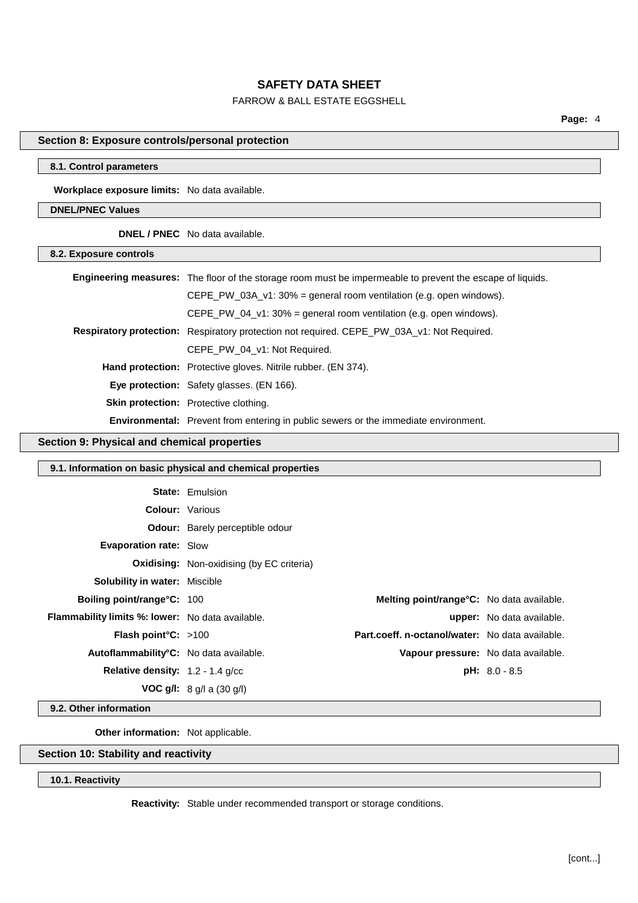## Section 8: Exposure controls/personal protection

### 8.1. Control parameters

**Workplace exposure limits:** No data available.

### DNEL/PNEC Values

**DNEL / PNEC** No data available.

### 8.2. Exposure controls

**Engineering measures:** The floor of the storage room must be impermeable to prevent the escape of liquids.

CEPE_PW_03A_v1: 30% = general room ventilation (e.g. open windows).

CEPE_PW_04_v1: 30% = general room ventilation (e.g. open windows).

**Respiratory protection:** Respiratory protection not required. CEPE_PW_03A_v1: Not Required.

CEPE_PW_04_v1: Not Required.

**Hand protection:** Protective gloves. Nitrile rubber. (EN 374).

**Eye protection:** Safety glasses. (EN 166).

**Skin protection:** Protective clothing.

**Environmental:** Prevent from entering in public sewers or the immediate environment.

## Section 9: Physical and chemical properties

### 9.1. Information on basic physical and chemical properties

**State:** Emulsion

**Colour:** Various

**Odour:** Barely perceptible odour

**Evaporation rate:** Slow

**Oxidising:** Non-oxidising (by EC criteria)

**Solubility in water:** Miscible

**Boiling point/range°C:** 100

**Melting point/range°C:** No data available.

**Flammability limits %: lower:** No data available.

**upper:** No data available.

**Flash point°C:** >100

**Part.coeff. n-octanol/water:** No data available.

**Autoflammability°C:** No data available.

**Vapour pressure:** No data available.

**Relative density:** 1.2 - 1.4 g/cc

**pH:** 8.0 - 8.5

**VOC g/l:** 8 g/l a (30 g/l)

### 9.2. Other information

**Other information:** Not applicable.

## Section 10: Stability and reactivity

### 10.1. Reactivity

**Reactivity:** Stable under recommended transport or storage conditions.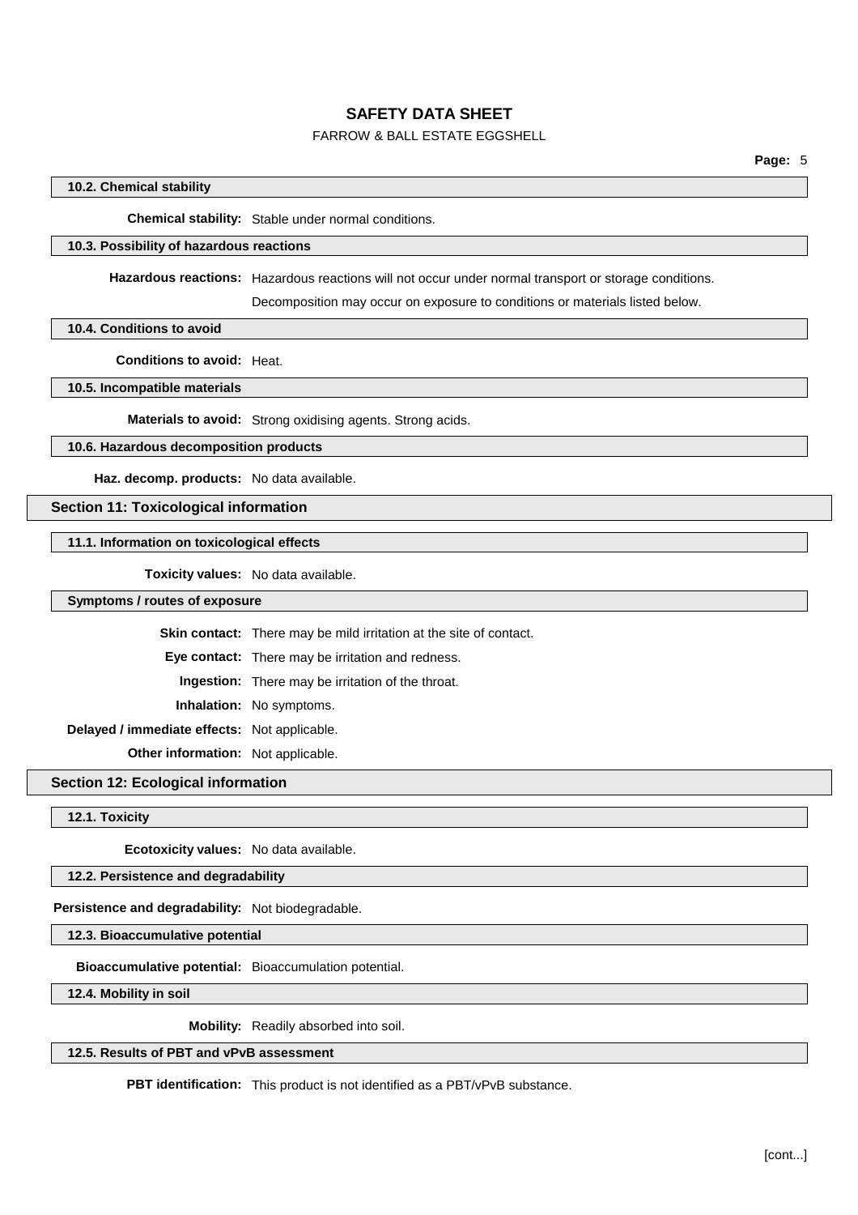### 10.2. Chemical stability

**Chemical stability:** Stable under normal conditions.

### 10.3. Possibility of hazardous reactions

**Hazardous reactions:** Hazardous reactions will not occur under normal transport or storage conditions.

Decomposition may occur on exposure to conditions or materials listed below.

### 10.4. Conditions to avoid

**Conditions to avoid:** Heat.

### 10.5. Incompatible materials

**Materials to avoid:** Strong oxidising agents. Strong acids.

### 10.6. Hazardous decomposition products

**Haz. decomp. products:** No data available.

## Section 11: Toxicological information

### 11.1. Information on toxicological effects

**Toxicity values:** No data available.

### Symptoms / routes of exposure

**Skin contact:** There may be mild irritation at the site of contact.

**Eye contact:** There may be irritation and redness.

**Ingestion:** There may be irritation of the throat.

**Inhalation:** No symptoms.

**Delayed / immediate effects:** Not applicable.

**Other information:** Not applicable.

## Section 12: Ecological information

### 12.1. Toxicity

**Ecotoxicity values:** No data available.

### 12.2. Persistence and degradability

**Persistence and degradability:** Not biodegradable.

### 12.3. Bioaccumulative potential

**Bioaccumulative potential:** Bioaccumulation potential.

### 12.4. Mobility in soil

**Mobility:** Readily absorbed into soil.

### 12.5. Results of PBT and vPvB assessment

**PBT identification:** This product is not identified as a PBT/vPvB substance.

[cont...]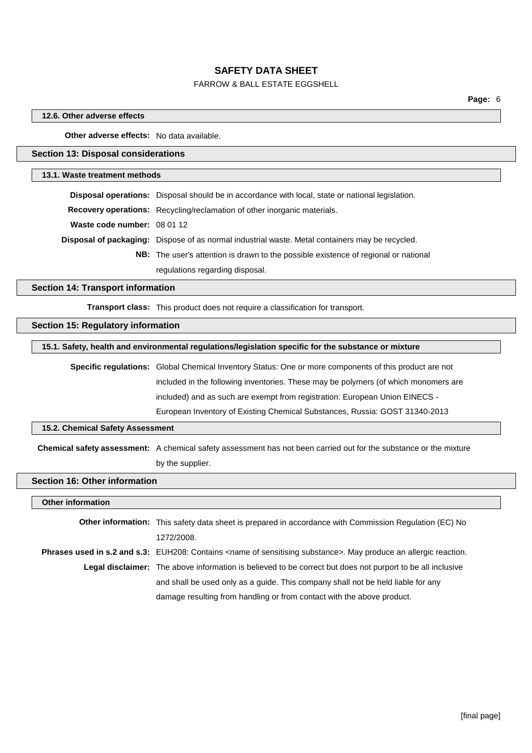### 12.6. Other adverse effects

**Other adverse effects:** No data available.

## Section 13: Disposal considerations

### 13.1. Waste treatment methods

**Disposal operations:** Disposal should be in accordance with local, state or national legislation.

**Recovery operations:** Recycling/reclamation of other inorganic materials.

**Waste code number:** 08 01 12

**Disposal of packaging:** Dispose of as normal industrial waste. Metal containers may be recycled.

**NB:** The user's attention is drawn to the possible existence of regional or national regulations regarding disposal.

## Section 14: Transport information

**Transport class:** This product does not require a classification for transport.

## Section 15: Regulatory information

### 15.1. Safety, health and environmental regulations/legislation specific for the substance or mixture

**Specific regulations:** Global Chemical Inventory Status: One or more components of this product are not included in the following inventories. These may be polymers (of which monomers are included) and as such are exempt from registration: European Union EINECS - European Inventory of Existing Chemical Substances, Russia: GOST 31340-2013

### 15.2. Chemical Safety Assessment

**Chemical safety assessment:** A chemical safety assessment has not been carried out for the substance or the mixture by the supplier.

## Section 16: Other information

### Other information

**Other information:** This safety data sheet is prepared in accordance with Commission Regulation (EC) No 1272/2008.

**Phrases used in s.2 and s.3:** EUH208: Contains <name of sensitising substance>. May produce an allergic reaction.

**Legal disclaimer:** The above information is believed to be correct but does not purport to be all inclusive and shall be used only as a guide. This company shall not be held liable for any damage resulting from handling or from contact with the above product.

[final page]